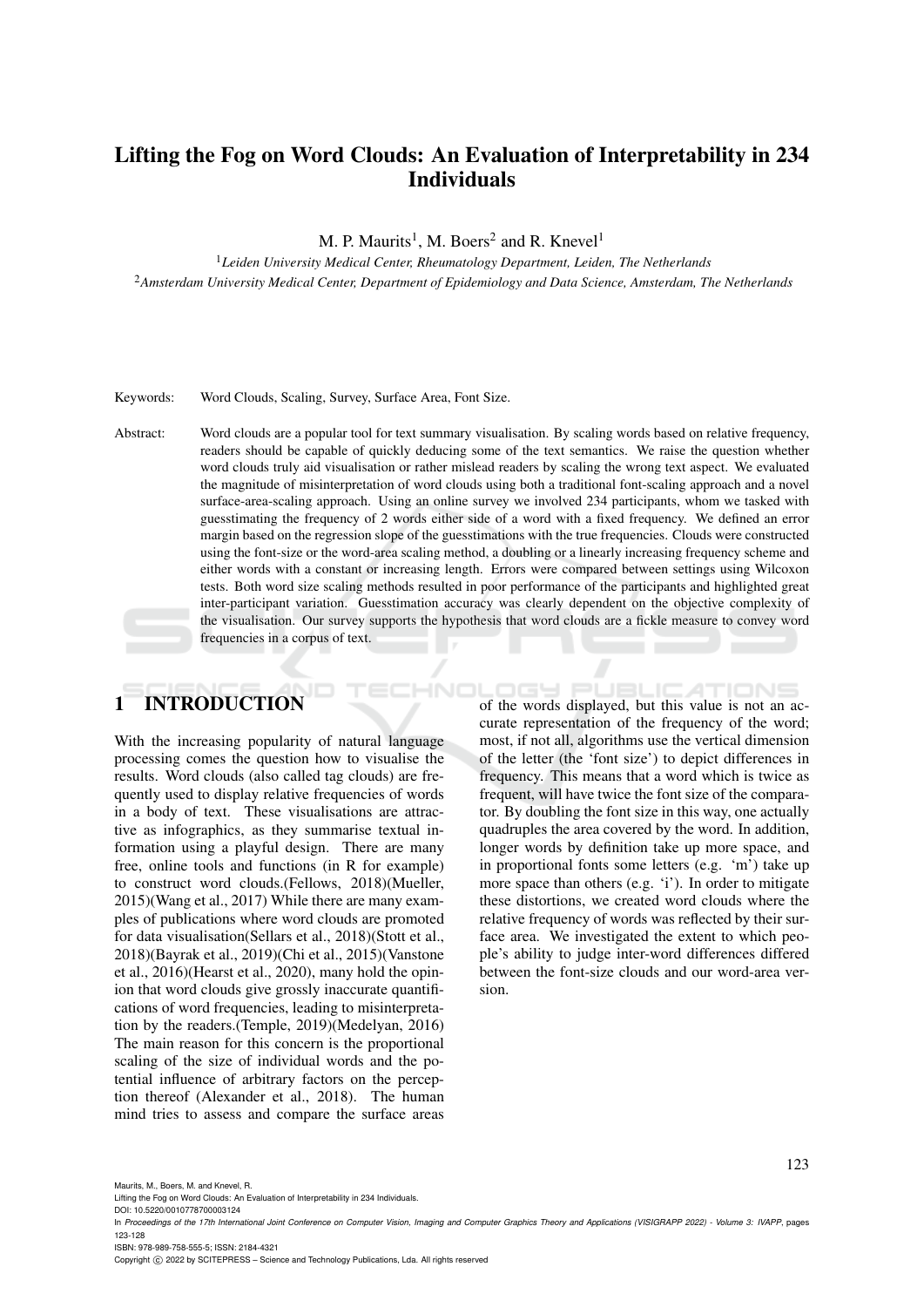# Lifting the Fog on Word Clouds: An Evaluation of Interpretability in 234 Individuals

M. P. Maurits[1], M. Boers[2] and R. Knevel[1]

[1] *Leiden University Medical Center, Rheumatology Department, Leiden, The Netherlands*
[2] *Amsterdam University Medical Center, Department of Epidemiology and Data Science, Amsterdam, The Netherlands*

Keywords: Word Clouds, Scaling, Survey, Surface Area, Font Size.

Abstract: Word clouds are a popular tool for text summary visualisation. By scaling words based on relative frequency, readers should be capable of quickly deducing some of the text semantics. We raise the question whether word clouds truly aid visualisation or rather mislead readers by scaling the wrong text aspect. We evaluated the magnitude of misinterpretation of word clouds using both a traditional font-scaling approach and a novel surface-area-scaling approach. Using an online survey we involved 234 participants, whom we tasked with guesstimating the frequency of 2 words either side of a word with a fixed frequency. We defined an error margin based on the regression slope of the guesstimations with the true frequencies. Clouds were constructed using the font-size or the word-area scaling method, a doubling or a linearly increasing frequency scheme and either words with a constant or increasing length. Errors were compared between settings using Wilcoxon tests. Both word size scaling methods resulted in poor performance of the participants and highlighted great inter-participant variation. Guesstimation accuracy was clearly dependent on the objective complexity of the visualisation. Our survey supports the hypothesis that word clouds are a fickle measure to convey word frequencies in a corpus of text.

## 1 INTRODUCTION

With the increasing popularity of natural language processing comes the question how to visualise the results. Word clouds (also called tag clouds) are frequently used to display relative frequencies of words in a body of text. These visualisations are attractive as infographics, as they summarise textual information using a playful design. There are many free, online tools and functions (in R for example) to construct word clouds.(Fellows, 2018)(Mueller, 2015)(Wang et al., 2017) While there are many examples of publications where word clouds are promoted for data visualisation(Sellars et al., 2018)(Stott et al., 2018)(Bayrak et al., 2019)(Chi et al., 2015)(Vanstone et al., 2016)(Hearst et al., 2020), many hold the opinion that word clouds give grossly inaccurate quantifications of word frequencies, leading to misinterpretation by the readers.(Temple, 2019)(Medelyan, 2016) The main reason for this concern is the proportional scaling of the size of individual words and the potential influence of arbitrary factors on the perception thereof (Alexander et al., 2018). The human mind tries to assess and compare the surface areas of the words displayed, but this value is not an accurate representation of the frequency of the word; most, if not all, algorithms use the vertical dimension of the letter (the 'font size') to depict differences in frequency. This means that a word which is twice as frequent, will have twice the font size of the comparator. By doubling the font size in this way, one actually quadruples the area covered by the word. In addition, longer words by definition take up more space, and in proportional fonts some letters (e.g. 'm') take up more space than others (e.g. 'i'). In order to mitigate these distortions, we created word clouds where the relative frequency of words was reflected by their surface area. We investigated the extent to which people's ability to judge inter-word differences differed between the font-size clouds and our word-area version.

Maurits, M., Boers, M. and Knevel, R.
Lifting the Fog on Word Clouds: An Evaluation of Interpretability in 234 Individuals.
DOI: 10.5220/0010778700003124
In *Proceedings of the 17th International Joint Conference on Computer Vision, Imaging and Computer Graphics Theory and Applications (VISIGRAPP 2022) - Volume 3: IVAPP*, pages 123-128
ISBN: 978-989-758-555-5; ISSN: 2184-4321
Copyright © 2022 by SCITEPRESS – Science and Technology Publications, Lda. All rights reserved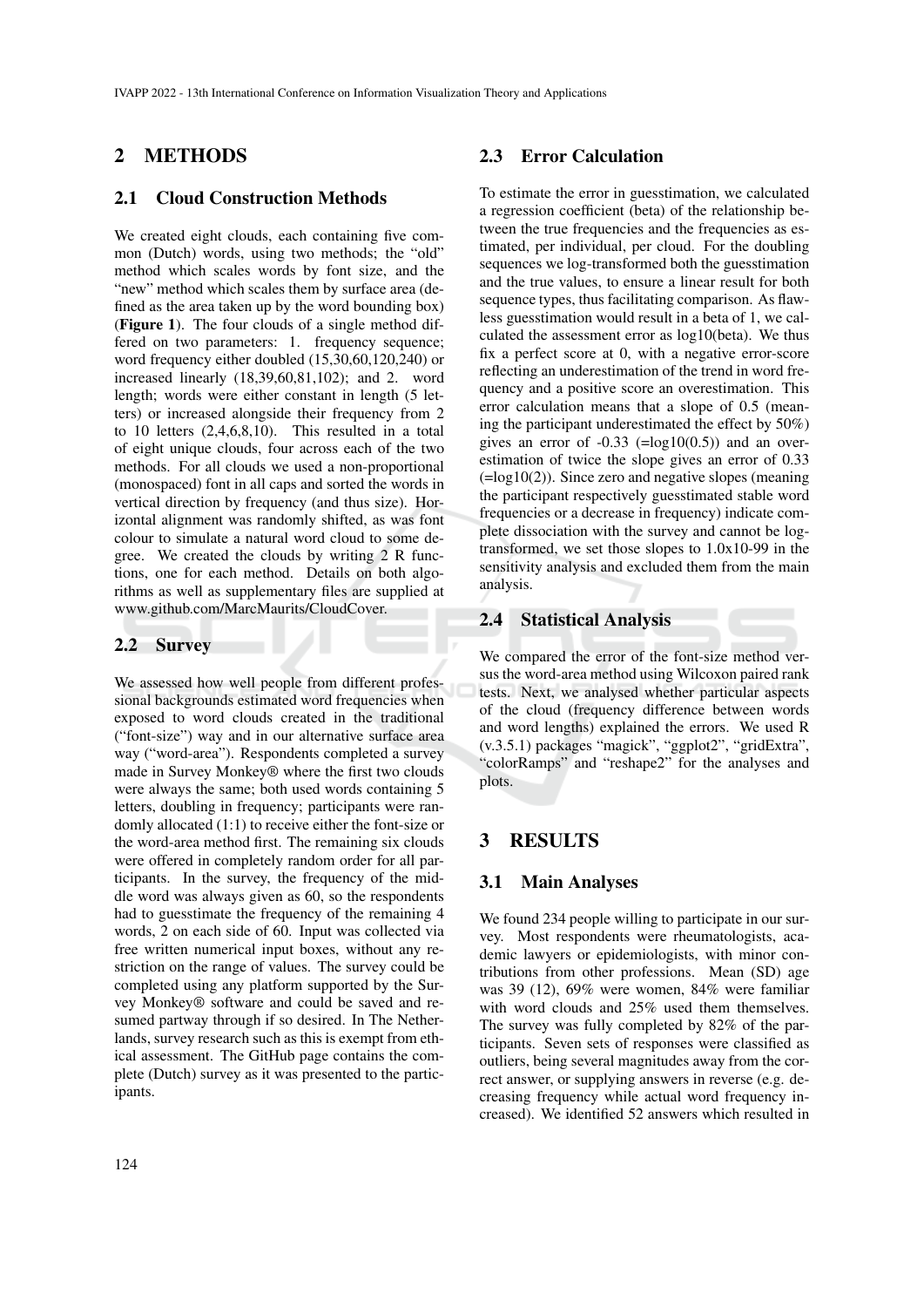# 2 METHODS

## 2.1 Cloud Construction Methods

We created eight clouds, each containing five common (Dutch) words, using two methods; the "old" method which scales words by font size, and the "new" method which scales them by surface area (defined as the area taken up by the word bounding box) (**Figure 1**). The four clouds of a single method differed on two parameters: 1. frequency sequence; word frequency either doubled (15,30,60,120,240) or increased linearly (18,39,60,81,102); and 2. word length; words were either constant in length (5 letters) or increased alongside their frequency from 2 to 10 letters (2,4,6,8,10). This resulted in a total of eight unique clouds, four across each of the two methods. For all clouds we used a non-proportional (monospaced) font in all caps and sorted the words in vertical direction by frequency (and thus size). Horizontal alignment was randomly shifted, as was font colour to simulate a natural word cloud to some degree. We created the clouds by writing 2 R functions, one for each method. Details on both algorithms as well as supplementary files are supplied at www.github.com/MarcMaurits/CloudCover.

## 2.2 Survey

We assessed how well people from different professional backgrounds estimated word frequencies when exposed to word clouds created in the traditional ("font-size") way and in our alternative surface area way ("word-area"). Respondents completed a survey made in Survey Monkey® where the first two clouds were always the same; both used words containing 5 letters, doubling in frequency; participants were randomly allocated (1:1) to receive either the font-size or the word-area method first. The remaining six clouds were offered in completely random order for all participants. In the survey, the frequency of the middle word was always given as 60, so the respondents had to guesstimate the frequency of the remaining 4 words, 2 on each side of 60. Input was collected via free written numerical input boxes, without any restriction on the range of values. The survey could be completed using any platform supported by the Survey Monkey® software and could be saved and resumed partway through if so desired. In The Netherlands, survey research such as this is exempt from ethical assessment. The GitHub page contains the complete (Dutch) survey as it was presented to the participants.

## 2.3 Error Calculation

To estimate the error in guesstimation, we calculated a regression coefficient (beta) of the relationship between the true frequencies and the frequencies as estimated, per individual, per cloud. For the doubling sequences we log-transformed both the guesstimation and the true values, to ensure a linear result for both sequence types, thus facilitating comparison. As flawless guesstimation would result in a beta of 1, we calculated the assessment error as log10(beta). We thus fix a perfect score at 0, with a negative error-score reflecting an underestimation of the trend in word frequency and a positive score an overestimation. This error calculation means that a slope of 0.5 (meaning the participant underestimated the effect by 50%) gives an error of -0.33 (=log10(0.5)) and an overestimation of twice the slope gives an error of 0.33 (=log10(2)). Since zero and negative slopes (meaning the participant respectively guesstimated stable word frequencies or a decrease in frequency) indicate complete dissociation with the survey and cannot be log-transformed, we set those slopes to $1.0 \times 10^{-99}$ in the sensitivity analysis and excluded them from the main analysis.

## 2.4 Statistical Analysis

We compared the error of the font-size method versus the word-area method using Wilcoxon paired rank tests. Next, we analysed whether particular aspects of the cloud (frequency difference between words and word lengths) explained the errors. We used R (v.3.5.1) packages "magick", "ggplot2", "gridExtra", "colorRamps" and "reshape2" for the analyses and plots.

# 3 RESULTS

## 3.1 Main Analyses

We found 234 people willing to participate in our survey. Most respondents were rheumatologists, academic lawyers or epidemiologists, with minor contributions from other professions. Mean (SD) age was 39 (12), 69% were women, 84% were familiar with word clouds and 25% used them themselves. The survey was fully completed by 82% of the participants. Seven sets of responses were classified as outliers, being several magnitudes away from the correct answer, or supplying answers in reverse (e.g. decreasing frequency while actual word frequency increased). We identified 52 answers which resulted in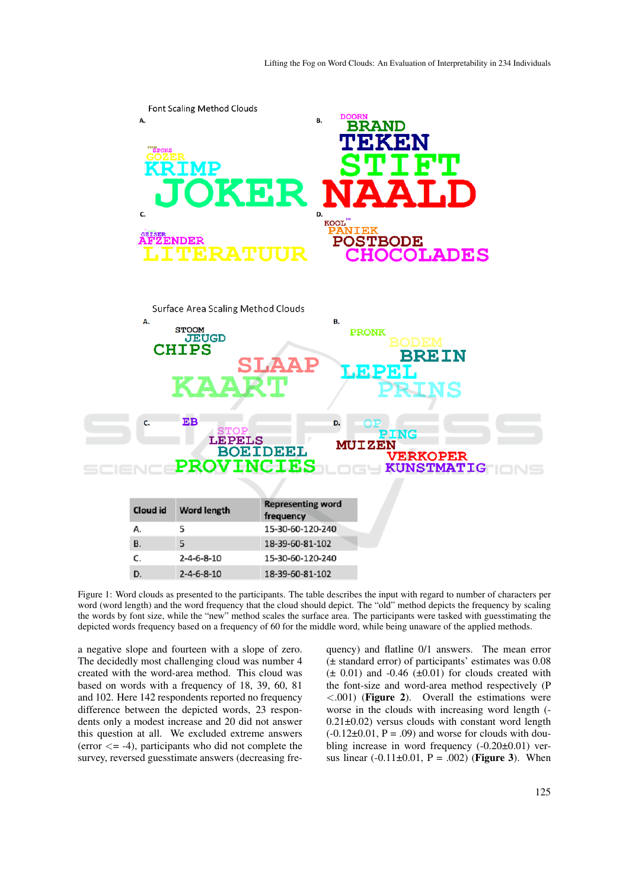Font Scaling Method Clouds

A. JOKER KRIMP GOZER SPONS

B. NAALD STIFT TEKEN BRAND DOORN

C. LITERATUUR AFZENDER GEISER

D. CHOCOLADES POSTBODE PANIEK KOOL

Surface Area Scaling Method Clouds

A. KAART SLAAP CHIPS JEUGD STOOM

B. PRINS LEPEL BREIN BODEM PRONK

C. PROVINCIES BOEIDEEL LEPELS STOP EB

D. KUNSTMATIG VERKOPER MUIZEN PING OP

| Cloud id | Word length | Representing word frequency |
|---|---|---|
| A. | 5 | 15-30-60-120-240 |
| B. | 5 | 18-39-60-81-102 |
| C. | 2-4-6-8-10 | 15-30-60-120-240 |
| D. | 2-4-6-8-10 | 18-39-60-81-102 |

Figure 1: Word clouds as presented to the participants. The table describes the input with regard to number of characters per word (word length) and the word frequency that the cloud should depict. The "old" method depicts the frequency by scaling the words by font size, while the "new" method scales the surface area. The participants were tasked with guesstimating the depicted words frequency based on a frequency of 60 for the middle word, while being unaware of the applied methods.

a negative slope and fourteen with a slope of zero. The decidedly most challenging cloud was number 4 created with the word-area method. This cloud was based on words with a frequency of 18, 39, 60, 81 and 102. Here 142 respondents reported no frequency difference between the depicted words, 23 respondents only a modest increase and 20 did not answer this question at all. We excluded extreme answers (error <= -4), participants who did not complete the survey, reversed guesstimate answers (decreasing frequency) and flatline 0/1 answers. The mean error (± standard error) of participants' estimates was 0.08 (± 0.01) and -0.46 (±0.01) for clouds created with the font-size and word-area method respectively (P <.001) (**Figure 2**). Overall the estimations were worse in the clouds with increasing word length (-0.21±0.02) versus clouds with constant word length (-0.12±0.01, P = .09) and worse for clouds with doubling increase in word frequency (-0.20±0.01) versus linear (-0.11±0.01, P = .002) (**Figure 3**). When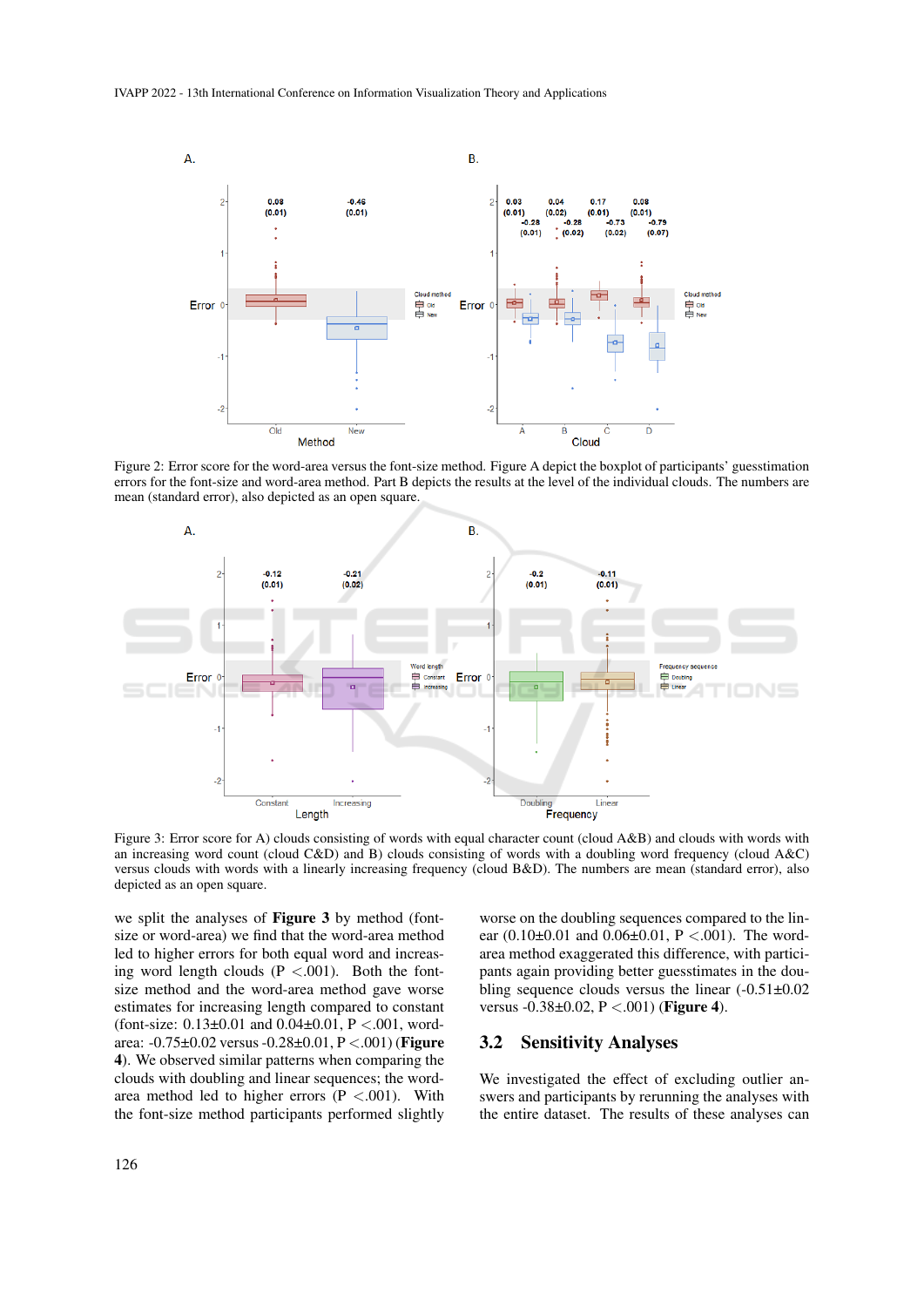Figure 2: Error score for the word-area versus the font-size method. Figure A depict the boxplot of participants' guesstimation errors for the font-size and word-area method. Part B depicts the results at the level of the individual clouds. The numbers are mean (standard error), also depicted as an open square.

Figure 3: Error score for A) clouds consisting of words with equal character count (cloud A&B) and clouds with words with an increasing word count (cloud C&D) and B) clouds consisting of words with a doubling word frequency (cloud A&C) versus clouds with words with a linearly increasing frequency (cloud B&D). The numbers are mean (standard error), also depicted as an open square.

we split the analyses of **Figure 3** by method (font-size or word-area) we find that the word-area method led to higher errors for both equal and increasing word length clouds (P <.001). Both the font-size method and the word-area method gave worse estimates for increasing length compared to constant (font-size: 0.13±0.01 and 0.04±0.01, P <.001, word-area: -0.75±0.02 versus -0.28±0.01, P <.001) (**Figure 4**). We observed similar patterns when comparing the clouds with doubling and linear sequences; the word-area method led to higher errors (P <.001). With the font-size method participants performed slightly worse on the doubling sequences compared to the linear (0.10±0.01 and 0.06±0.01, P <.001). The word-area method exaggerated this difference, with participants again providing better guesstimates in the doubling sequence clouds versus the linear (-0.51±0.02 versus -0.38±0.02, P <.001) (**Figure 4**).

## 3.2 Sensitivity Analyses

We investigated the effect of excluding outlier answers and participants by rerunning the analyses with the entire dataset. The results of these analyses can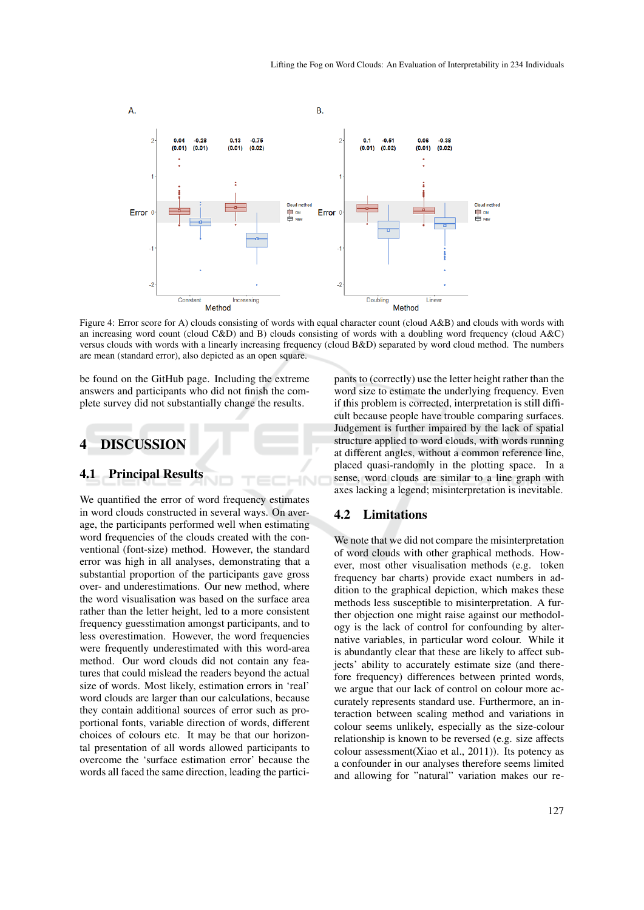Figure 4: Error score for A) clouds consisting of words with equal character count (cloud A&B) and clouds with words with an increasing word count (cloud C&D) and B) clouds consisting of words with a doubling word frequency (cloud A&C) versus clouds with words with a linearly increasing frequency (cloud B&D) separated by word cloud method. The numbers are mean (standard error), also depicted as an open square.

be found on the GitHub page. Including the extreme answers and participants who did not finish the complete survey did not substantially change the results.

# 4 DISCUSSION

## 4.1 Principal Results

We quantified the error of word frequency estimates in word clouds constructed in several ways. On average, the participants performed well when estimating word frequencies of the clouds created with the conventional (font-size) method. However, the standard error was high in all analyses, demonstrating that a substantial proportion of the participants gave gross over- and underestimations. Our new method, where the word visualisation was based on the surface area rather than the letter height, led to a more consistent frequency guesstimation amongst participants, and to less overestimation. However, the word frequencies were frequently underestimated with this word-area method. Our word clouds did not contain any features that could mislead the readers beyond the actual size of words. Most likely, estimation errors in 'real' word clouds are larger than our calculations, because they contain additional sources of error such as proportional fonts, variable direction of words, different choices of colours etc. It may be that our horizontal presentation of all words allowed participants to overcome the 'surface estimation error' because the words all faced the same direction, leading the participants to (correctly) use the letter height rather than the word size to estimate the underlying frequency. Even if this problem is corrected, interpretation is still difficult because people have trouble comparing surfaces. Judgement is further impaired by the lack of spatial structure applied to word clouds, with words running at different angles, without a common reference line, placed quasi-randomly in the plotting space. In a sense, word clouds are similar to a line graph with axes lacking a legend; misinterpretation is inevitable.

## 4.2 Limitations

We note that we did not compare the misinterpretation of word clouds with other graphical methods. However, most other visualisation methods (e.g. token frequency bar charts) provide exact numbers in addition to the graphical depiction, which makes these methods less susceptible to misinterpretation. A further objection one might raise against our methodology is the lack of control for confounding by alternative variables, in particular word colour. While it is abundantly clear that these are likely to affect subjects' ability to accurately estimate size (and therefore frequency) differences between printed words, we argue that our lack of control on colour more accurately represents standard use. Furthermore, an interaction between scaling method and variations in colour seems unlikely, especially as the size-colour relationship is known to be reversed (e.g. size affects colour assessment(Xiao et al., 2011)). Its potency as a confounder in our analyses therefore seems limited and allowing for "natural" variation makes our re-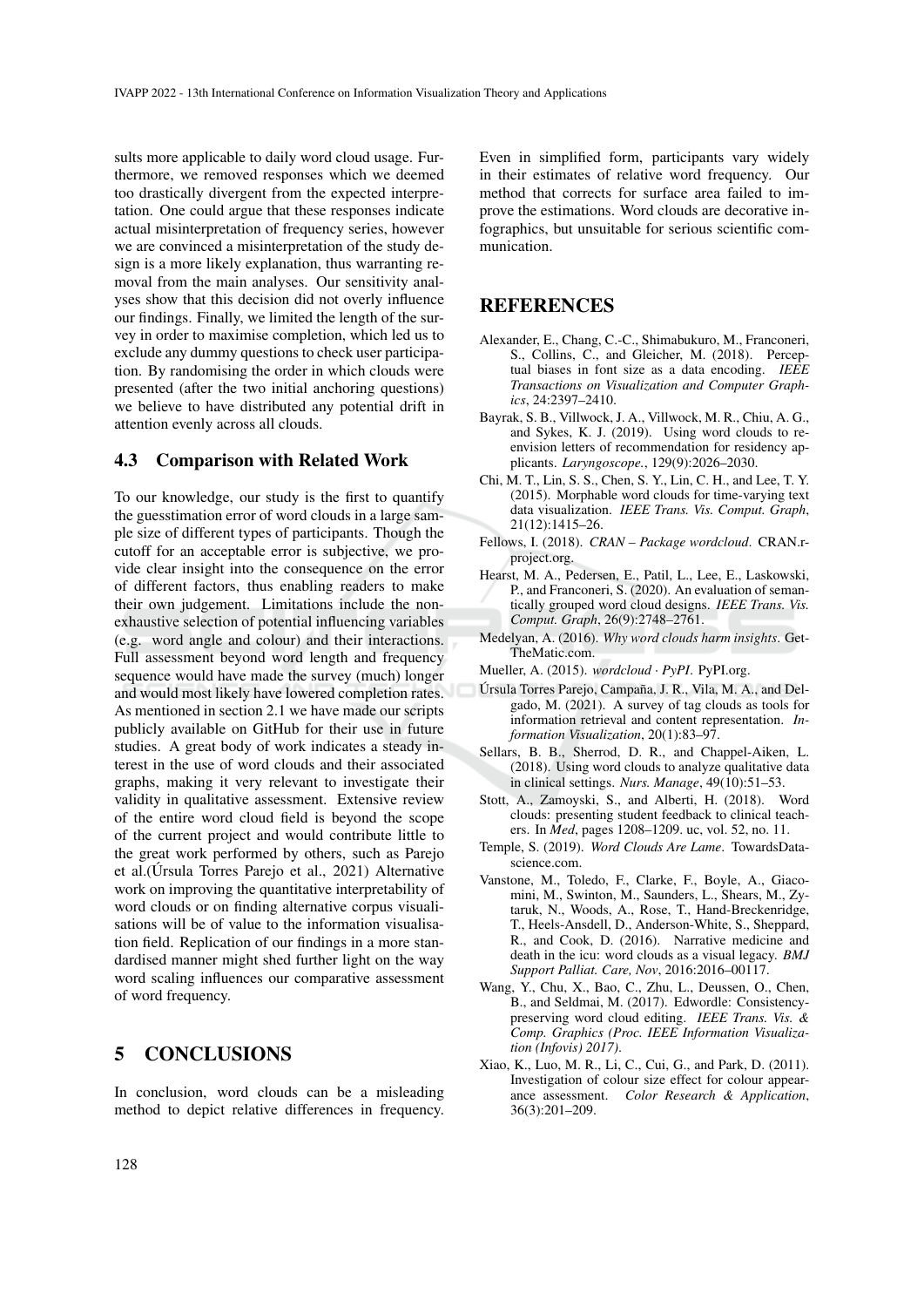sults more applicable to daily word cloud usage. Furthermore, we removed responses which we deemed too drastically divergent from the expected interpretation. One could argue that these responses indicate actual misinterpretation of frequency series, however we are convinced a misinterpretation of the study design is a more likely explanation, thus warranting removal from the main analyses. Our sensitivity analyses show that this decision did not overly influence our findings. Finally, we limited the length of the survey in order to maximise completion, which led us to exclude any dummy questions to check user participation. By randomising the order in which clouds were presented (after the two initial anchoring questions) we believe to have distributed any potential drift in attention evenly across all clouds.

### 4.3 Comparison with Related Work

To our knowledge, our study is the first to quantify the guesstimation error of word clouds in a large sample size of different types of participants. Though the cutoff for an acceptable error is subjective, we provide clear insight into the consequence on the error of different factors, thus enabling readers to make their own judgement. Limitations include the non-exhaustive selection of potential influencing variables (e.g. word angle and colour) and their interactions. Full assessment beyond word length and frequency sequence would have made the survey (much) longer and would most likely have lowered completion rates. As mentioned in section 2.1 we have made our scripts publicly available on GitHub for their use in future studies. A great body of work indicates a steady interest in the use of word clouds and their associated graphs, making it very relevant to investigate their validity in qualitative assessment. Extensive review of the entire word cloud field is beyond the scope of the current project and would contribute little to the great work performed by others, such as Parejo et al.(Úrsula Torres Parejo et al., 2021) Alternative work on improving the quantitative interpretability of word clouds or on finding alternative corpus visualisations will be of value to the information visualisation field. Replication of our findings in a more standardised manner might shed further light on the way word scaling influences our comparative assessment of word frequency.

## 5 CONCLUSIONS

In conclusion, word clouds can be a misleading method to depict relative differences in frequency. Even in simplified form, participants vary widely in their estimates of relative word frequency. Our method that corrects for surface area failed to improve the estimations. Word clouds are decorative infographics, but unsuitable for serious scientific communication.

## REFERENCES

Alexander, E., Chang, C.-C., Shimabukuro, M., Franconeri, S., Collins, C., and Gleicher, M. (2018). Perceptual biases in font size as a data encoding. *IEEE Transactions on Visualization and Computer Graphics*, 24:2397–2410.

Bayrak, S. B., Villwock, J. A., Villwock, M. R., Chiu, A. G., and Sykes, K. J. (2019). Using word clouds to reenvision letters of recommendation for residency applicants. *Laryngoscope.*, 129(9):2026–2030.

Chi, M. T., Lin, S. S., Chen, S. Y., Lin, C. H., and Lee, T. Y. (2015). Morphable word clouds for time-varying text data visualization. *IEEE Trans. Vis. Comput. Graph*, 21(12):1415–26.

Fellows, I. (2018). *CRAN – Package wordcloud*. CRAN.r-project.org.

Hearst, M. A., Pedersen, E., Patil, L., Lee, E., Laskowski, P., and Franconeri, S. (2020). An evaluation of semantically grouped word cloud designs. *IEEE Trans. Vis. Comput. Graph*, 26(9):2748–2761.

Medelyan, A. (2016). *Why word clouds harm insights*. GetTheMatic.com.

Mueller, A. (2015). *wordcloud · PyPI*. PyPI.org.

Úrsula Torres Parejo, Campaña, J. R., Vila, M. A., and Delgado, M. (2021). A survey of tag clouds as tools for information retrieval and content representation. *Information Visualization*, 20(1):83–97.

Sellars, B. B., Sherrod, D. R., and Chappel-Aiken, L. (2018). Using word clouds to analyze qualitative data in clinical settings. *Nurs. Manage*, 49(10):51–53.

Stott, A., Zamoyski, S., and Alberti, H. (2018). Word clouds: presenting student feedback to clinical teachers. In *Med*, pages 1208–1209. uc, vol. 52, no. 11.

Temple, S. (2019). *Word Clouds Are Lame*. TowardsDatascience.com.

Vanstone, M., Toledo, F., Clarke, F., Boyle, A., Giacomini, M., Swinton, M., Saunders, L., Shears, M., Zytaruk, N., Woods, A., Rose, T., Hand-Breckenridge, T., Heels-Ansdell, D., Anderson-White, S., Sheppard, R., and Cook, D. (2016). Narrative medicine and death in the icu: word clouds as a visual legacy. *BMJ Support Palliat. Care, Nov*, 2016:2016–00117.

Wang, Y., Chu, X., Bao, C., Zhu, L., Deussen, O., Chen, B., and Seldmai, M. (2017). Edwordle: Consistency-preserving word cloud editing. *IEEE Trans. Vis. & Comp. Graphics (Proc. IEEE Information Visualization (Infovis) 2017)*.

Xiao, K., Luo, M. R., Li, C., Cui, G., and Park, D. (2011). Investigation of colour size effect for colour appearance assessment. *Color Research & Application*, 36(3):201–209.